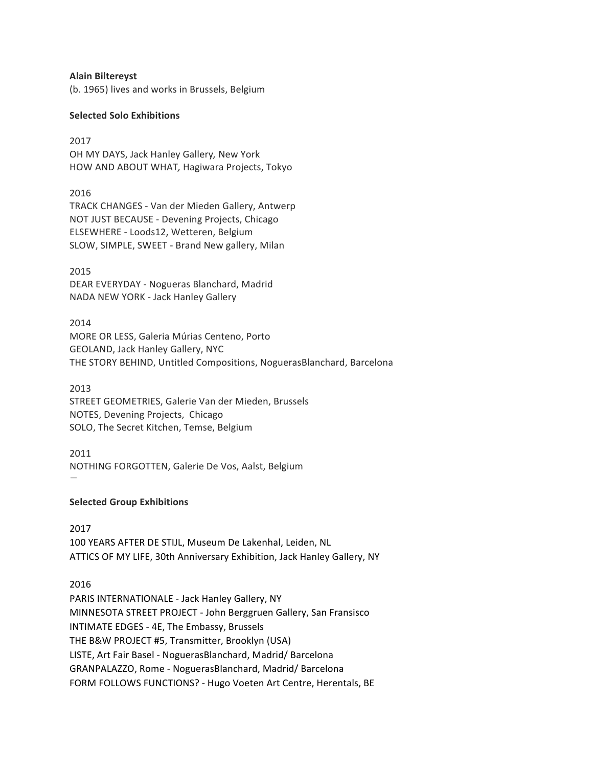**Alain Biltereyst**
(b. 1965) lives and works in Brussels, Belgium

**Selected Solo Exhibitions**

2017
OH MY DAYS, Jack Hanley Gallery*,* New York
HOW AND ABOUT WHAT*,* Hagiwara Projects, Tokyo

2016
TRACK CHANGES - Van der Mieden Gallery, Antwerp
NOT JUST BECAUSE - Devening Projects, Chicago
ELSEWHERE - Loods12, Wetteren, Belgium
SLOW, SIMPLE, SWEET - Brand New gallery, Milan

2015
DEAR EVERYDAY - Nogueras Blanchard, Madrid
NADA NEW YORK - Jack Hanley Gallery

2014
MORE OR LESS, Galeria Múrias Centeno, Porto
GEOLAND, Jack Hanley Gallery, NYC
THE STORY BEHIND, Untitled Compositions, NoguerasBlanchard, Barcelona

2013
STREET GEOMETRIES, Galerie Van der Mieden, Brussels
NOTES, Devening Projects, Chicago
SOLO, The Secret Kitchen, Temse, Belgium

2011
NOTHING FORGOTTEN, Galerie De Vos, Aalst, Belgium
—

**Selected Group Exhibitions**

2017
100 YEARS AFTER DE STIJL, Museum De Lakenhal, Leiden, NL
ATTICS OF MY LIFE, 30th Anniversary Exhibition, Jack Hanley Gallery, NY

2016
PARIS INTERNATIONALE - Jack Hanley Gallery, NY
MINNESOTA STREET PROJECT - John Berggruen Gallery, San Fransisco
INTIMATE EDGES - 4E, The Embassy, Brussels
THE B&W PROJECT #5, Transmitter, Brooklyn (USA)
LISTE, Art Fair Basel - NoguerasBlanchard, Madrid/ Barcelona
GRANPALAZZO, Rome - NoguerasBlanchard, Madrid/ Barcelona
FORM FOLLOWS FUNCTIONS? - Hugo Voeten Art Centre, Herentals, BE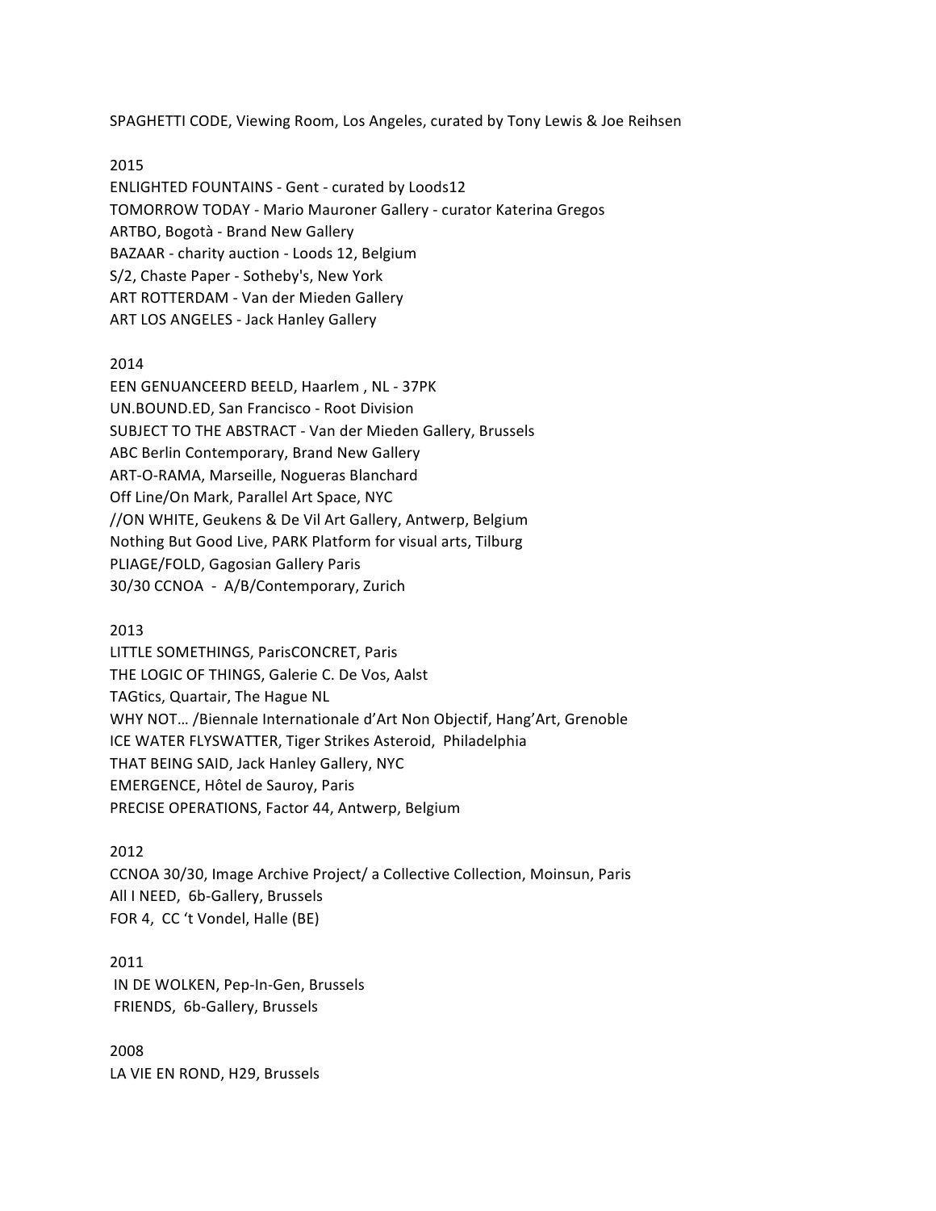SPAGHETTI CODE, Viewing Room, Los Angeles, curated by Tony Lewis & Joe Reihsen

2015

ENLIGHTED FOUNTAINS - Gent - curated by Loods12
TOMORROW TODAY - Mario Mauroner Gallery - curator Katerina Gregos
ARTBO, Bogotà - Brand New Gallery
BAZAAR - charity auction - Loods 12, Belgium
S/2, Chaste Paper - Sotheby's, New York
ART ROTTERDAM - Van der Mieden Gallery
ART LOS ANGELES - Jack Hanley Gallery

2014

EEN GENUANCEERD BEELD, Haarlem , NL - 37PK
UN.BOUND.ED, San Francisco - Root Division
SUBJECT TO THE ABSTRACT - Van der Mieden Gallery, Brussels
ABC Berlin Contemporary, Brand New Gallery
ART-O-RAMA, Marseille, Nogueras Blanchard
Off Line/On Mark, Parallel Art Space, NYC
//ON WHITE, Geukens & De Vil Art Gallery, Antwerp, Belgium
Nothing But Good Live, PARK Platform for visual arts, Tilburg
PLIAGE/FOLD, Gagosian Gallery Paris
30/30 CCNOA - A/B/Contemporary, Zurich

2013

LITTLE SOMETHINGS, ParisCONCRET, Paris
THE LOGIC OF THINGS, Galerie C. De Vos, Aalst
TAGtics, Quartair, The Hague NL
WHY NOT… /Biennale Internationale d'Art Non Objectif, Hang'Art, Grenoble
ICE WATER FLYSWATTER, Tiger Strikes Asteroid, Philadelphia
THAT BEING SAID, Jack Hanley Gallery, NYC
EMERGENCE, Hôtel de Sauroy, Paris
PRECISE OPERATIONS, Factor 44, Antwerp, Belgium

2012

CCNOA 30/30, Image Archive Project/ a Collective Collection, Moinsun, Paris
All I NEED, 6b-Gallery, Brussels
FOR 4, CC 't Vondel, Halle (BE)

2011

IN DE WOLKEN, Pep-In-Gen, Brussels
FRIENDS, 6b-Gallery, Brussels

2008

LA VIE EN ROND, H29, Brussels